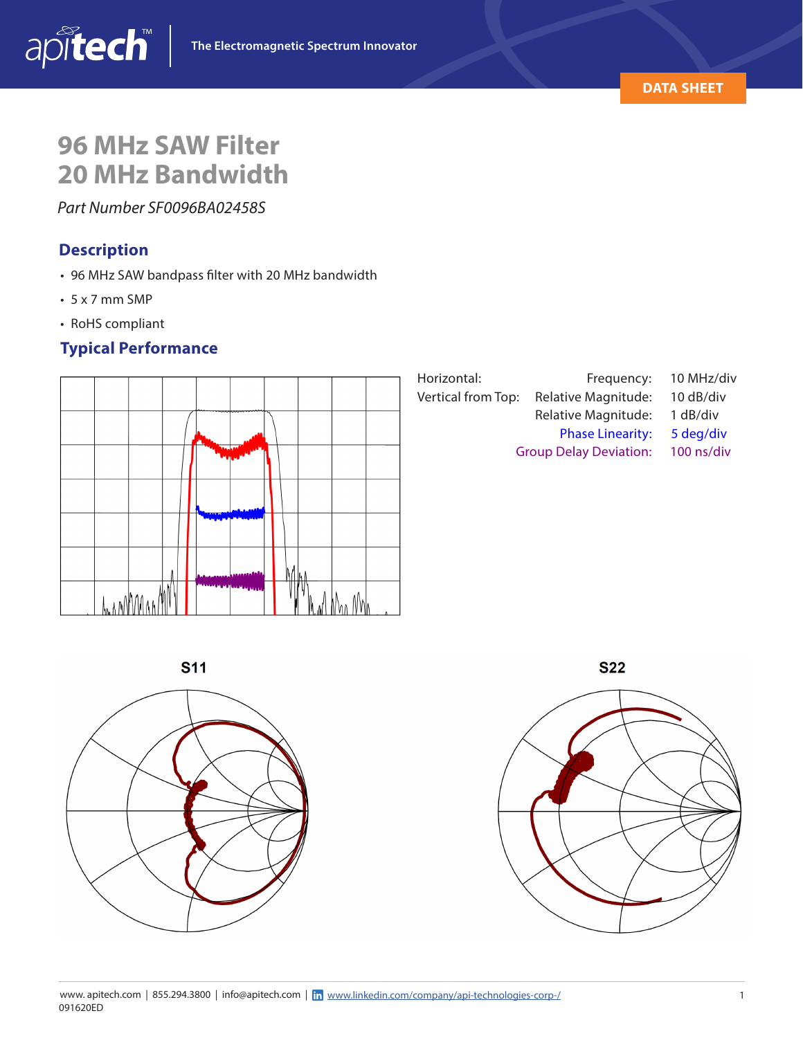# 96 MHz SAW Filter 20 MHz Bandwidth

*Part Number SF0096BA02458S*

## Description

- 96 MHz SAW bandpass filter with 20 MHz bandwidth
- 5 x 7 mm SMP
- RoHS compliant

## Typical Performance

| | | |
|---|---|---|
| Horizontal: | Frequency: | 10 MHz/div |
| Vertical from Top: | Relative Magnitude: | 10 dB/div |
| | Relative Magnitude: | 1 dB/div |
| | Phase Linearity: | 5 deg/div |
| | Group Delay Deviation: | 100 ns/div |

S11

S22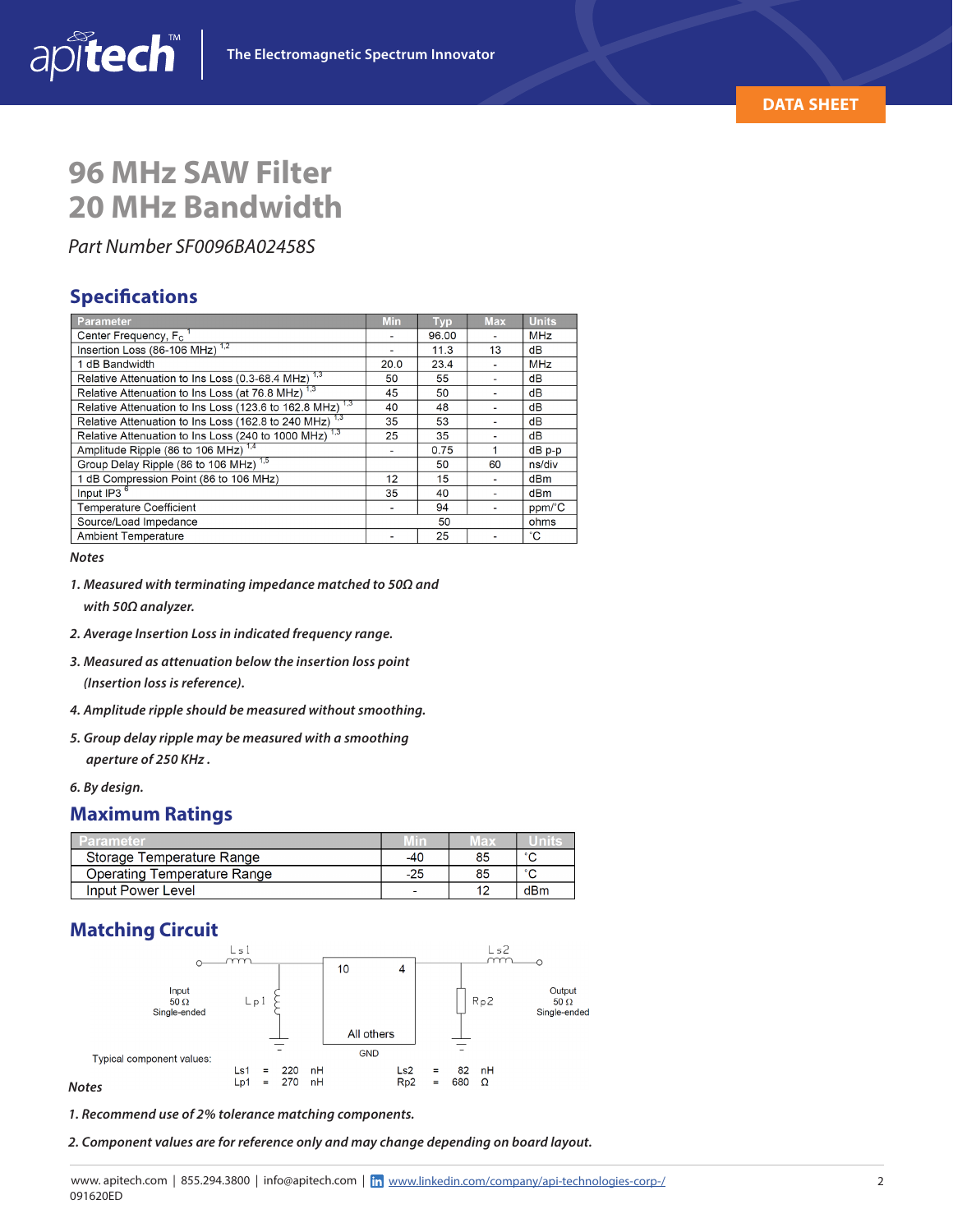# 96 MHz SAW Filter
# 20 MHz Bandwidth

*Part Number SF0096BA02458S*

## Specifications

| Parameter | Min | Typ | Max | Units |
|---|---|---|---|---|
| Center Frequency, $F_C$ [1] | - | 96.00 | - | MHz |
| Insertion Loss (86-106 MHz) [1,2] | - | 11.3 | 13 | dB |
| 1 dB Bandwidth | 20.0 | 23.4 | - | MHz |
| Relative Attenuation to Ins Loss (0.3-68.4 MHz) [1,3] | 50 | 55 | - | dB |
| Relative Attenuation to Ins Loss (at 76.8 MHz) [1,3] | 45 | 50 | - | dB |
| Relative Attenuation to Ins Loss (123.6 to 162.8 MHz) [1,3] | 40 | 48 | - | dB |
| Relative Attenuation to Ins Loss (162.8 to 240 MHz) [1,3] | 35 | 53 | - | dB |
| Relative Attenuation to Ins Loss (240 to 1000 MHz) [1,3] | 25 | 35 | - | dB |
| Amplitude Ripple (86 to 106 MHz) [1,4] | - | 0.75 | 1 | dB p-p |
| Group Delay Ripple (86 to 106 MHz) [1,5] | | 50 | 60 | ns/div |
| 1 dB Compression Point (86 to 106 MHz) | 12 | 15 | - | dBm |
| Input IP3 [6] | 35 | 40 | - | dBm |
| Temperature Coefficient | - | 94 | - | ppm/°C |
| Source/Load Impedance | | 50 | | ohms |
| Ambient Temperature | - | 25 | - | °C |

***Notes***

1. ***Measured with terminating impedance matched to 50Ω and with 50Ω analyzer.***
2. ***Average Insertion Loss in indicated frequency range.***
3. ***Measured as attenuation below the insertion loss point (Insertion loss is reference).***
4. ***Amplitude ripple should be measured without smoothing.***
5. ***Group delay ripple may be measured with a smoothing aperture of 250 KHz .***
6. ***By design.***

## Maximum Ratings

| Parameter | Min | Max | Units |
|---|---|---|---|
| Storage Temperature Range | -40 | 85 | °C |
| Operating Temperature Range | -25 | 85 | °C |
| Input Power Level | - | 12 | dBm |

## Matching Circuit

Input 50 Ω Single-ended — Ls1 — Lp1 — [10 | 4, All others: GND] — Rp2 — Ls2 — Output 50 Ω Single-ended

Typical component values:

| | | | | | | | |
|---|---|---|---|---|---|---|---|
| Ls1 | = | 220 | nH | Ls2 | = | 82 | nH |
| Lp1 | = | 270 | nH | Rp2 | = | 680 | Ω |

***Notes***

1. ***Recommend use of 2% tolerance matching components.***
2. ***Component values are for reference only and may change depending on board layout.***

www. apitech.com | 855.294.3800 | info@apitech.com | www.linkedin.com/company/api-technologies-corp-/
091620ED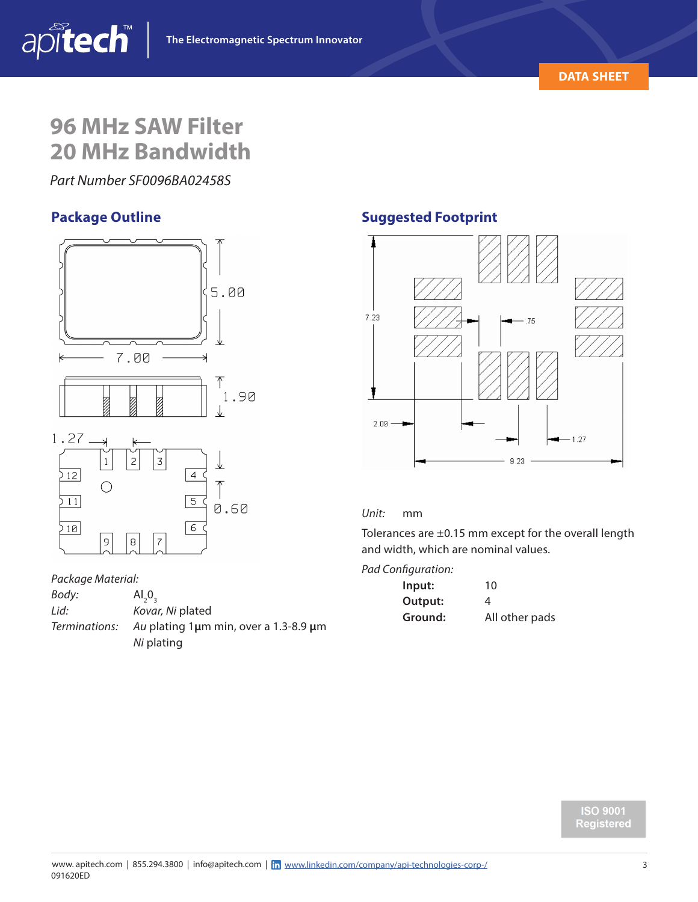DATA SHEET

# 96 MHz SAW Filter
# 20 MHz Bandwidth

*Part Number SF0096BA02458S*

## Package Outline

5.00

7.00

1.90

1.27

0.60

1 2 3 4 5 6 7 8 9 10 11 12

*Package Material:*

| | |
|---|---|
| *Body:* | $Al_2O_3$ |
| *Lid:* | *Kovar, Ni* plated |
| *Terminations:* | *Au* plating 1µm min, over a 1.3-8.9 µm *Ni* plating |

## Suggested Footprint

7.23

.75

2.09

1.27

9.23

*Unit:* mm

Tolerances are ±0.15 mm except for the overall length and width, which are nominal values.

*Pad Configuration:*

| | |
|---|---|
| **Input:** | 10 |
| **Output:** | 4 |
| **Ground:** | All other pads |

ISO 9001 Registered

www. apitech.com | 855.294.3800 | info@apitech.com | www.linkedin.com/company/api-technologies-corp-/
091620ED